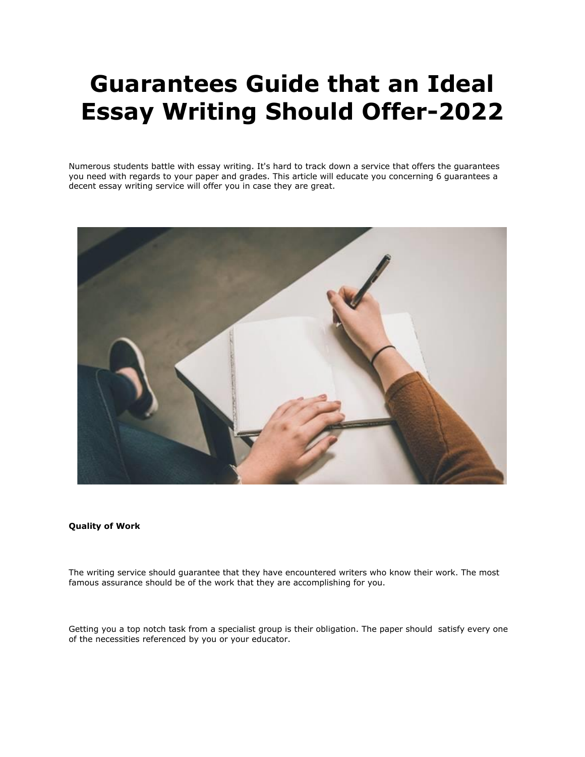# Guarantees Guide that an Ideal Essay Writing Should Offer-2022

Numerous students battle with essay writing. It's hard to track down a service that offers the guarantees you need with regards to your paper and grades. This article will educate you concerning 6 guarantees a decent essay writing service will offer you in case they are great.

**Quality of Work**

The writing service should guarantee that they have encountered writers who know their work. The most famous assurance should be of the work that they are accomplishing for you.

Getting you a top notch task from a specialist group is their obligation. The paper should satisfy every one of the necessities referenced by you or your educator.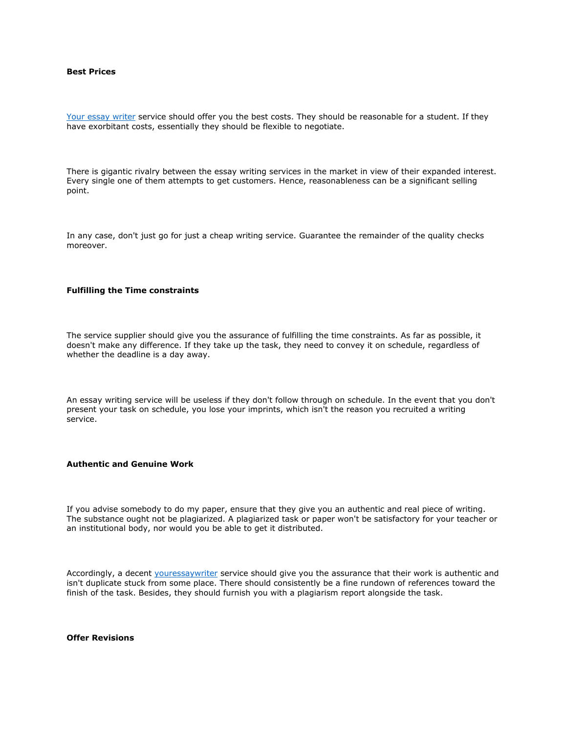**Best Prices**

[Your essay writer](#) service should offer you the best costs. They should be reasonable for a student. If they have exorbitant costs, essentially they should be flexible to negotiate.

There is gigantic rivalry between the essay writing services in the market in view of their expanded interest. Every single one of them attempts to get customers. Hence, reasonableness can be a significant selling point.

In any case, don't just go for just a cheap writing service. Guarantee the remainder of the quality checks moreover.

**Fulfilling the Time constraints**

The service supplier should give you the assurance of fulfilling the time constraints. As far as possible, it doesn't make any difference. If they take up the task, they need to convey it on schedule, regardless of whether the deadline is a day away.

An essay writing service will be useless if they don't follow through on schedule. In the event that you don't present your task on schedule, you lose your imprints, which isn't the reason you recruited a writing service.

**Authentic and Genuine Work**

If you advise somebody to do my paper, ensure that they give you an authentic and real piece of writing. The substance ought not be plagiarized. A plagiarized task or paper won't be satisfactory for your teacher or an institutional body, nor would you be able to get it distributed.

Accordingly, a decent [youressaywriter](#) service should give you the assurance that their work is authentic and isn't duplicate stuck from some place. There should consistently be a fine rundown of references toward the finish of the task. Besides, they should furnish you with a plagiarism report alongside the task.

**Offer Revisions**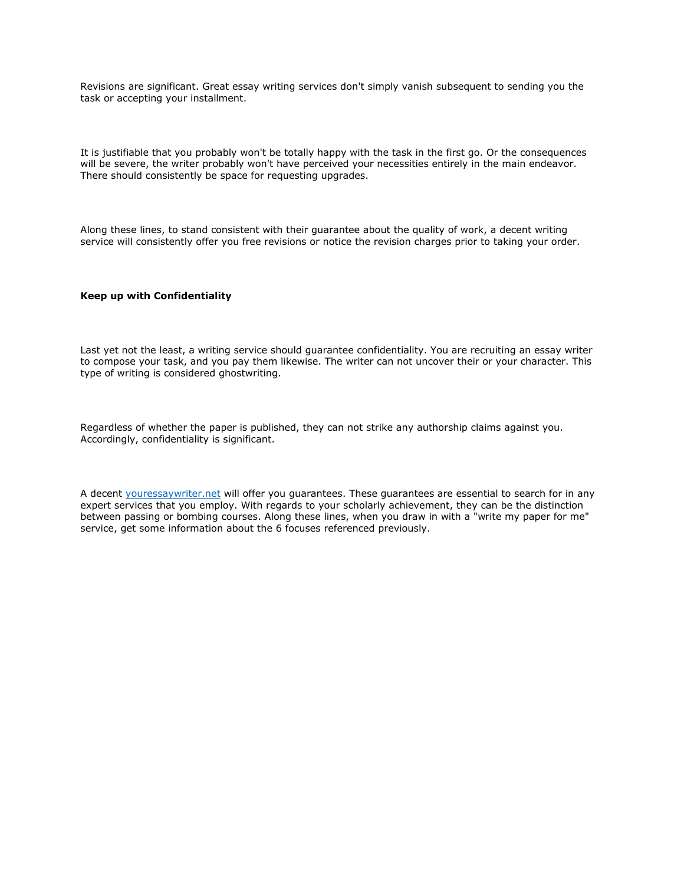Revisions are significant. Great essay writing services don't simply vanish subsequent to sending you the task or accepting your installment.

It is justifiable that you probably won't be totally happy with the task in the first go. Or the consequences will be severe, the writer probably won't have perceived your necessities entirely in the main endeavor. There should consistently be space for requesting upgrades.

Along these lines, to stand consistent with their guarantee about the quality of work, a decent writing service will consistently offer you free revisions or notice the revision charges prior to taking your order.

**Keep up with Confidentiality**

Last yet not the least, a writing service should guarantee confidentiality. You are recruiting an essay writer to compose your task, and you pay them likewise. The writer can not uncover their or your character. This type of writing is considered ghostwriting.

Regardless of whether the paper is published, they can not strike any authorship claims against you. Accordingly, confidentiality is significant.

A decent [youressaywriter.net](youressaywriter.net) will offer you guarantees. These guarantees are essential to search for in any expert services that you employ. With regards to your scholarly achievement, they can be the distinction between passing or bombing courses. Along these lines, when you draw in with a "write my paper for me" service, get some information about the 6 focuses referenced previously.